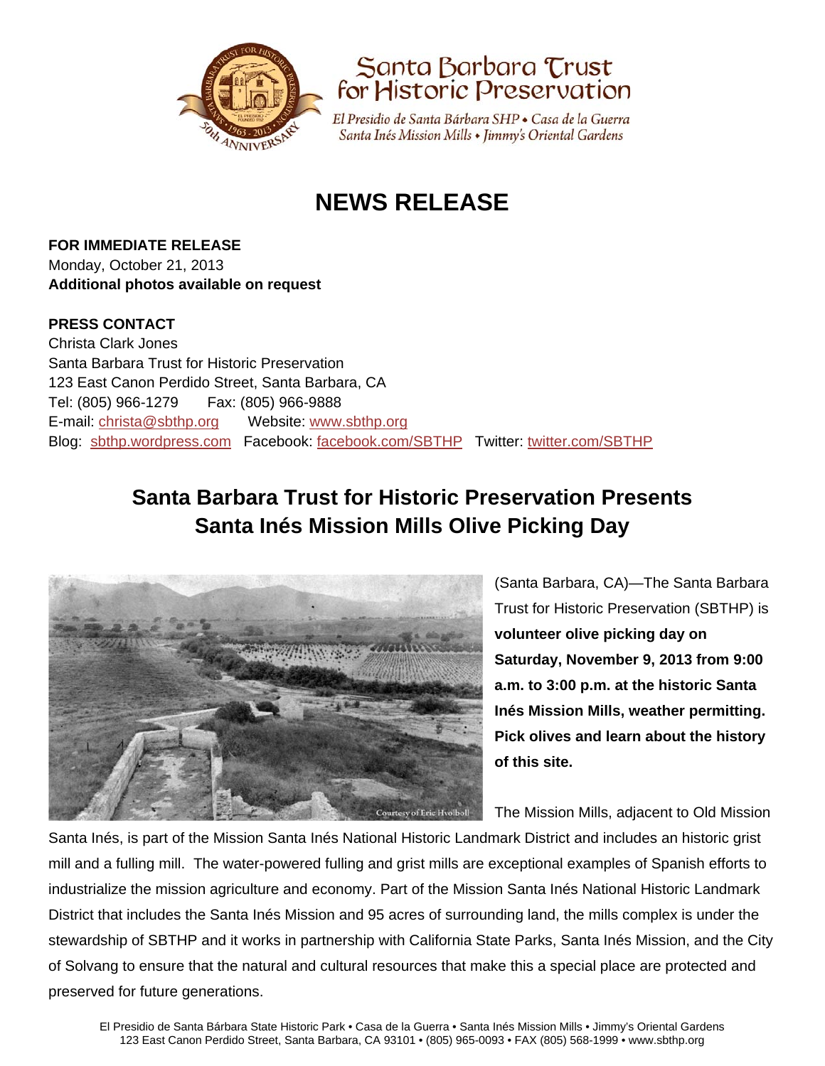Santa Barbara Trust for Historic Preservation

*El Presidio de Santa Bárbara SHP • Casa de la Guerra*
*Santa Inés Mission Mills • Jimmy's Oriental Gardens*

# NEWS RELEASE

**FOR IMMEDIATE RELEASE**
Monday, October 21, 2013
**Additional photos available on request**

**PRESS CONTACT**
Christa Clark Jones
Santa Barbara Trust for Historic Preservation
123 East Canon Perdido Street, Santa Barbara, CA
Tel: (805) 966-1279 Fax: (805) 966-9888
E-mail: christa@sbthp.org Website: www.sbthp.org
Blog: sbthp.wordpress.com Facebook: facebook.com/SBTHP Twitter: twitter.com/SBTHP

## Santa Barbara Trust for Historic Preservation Presents Santa Inés Mission Mills Olive Picking Day

Courtesy of Eric Hvolboll

(Santa Barbara, CA)—The Santa Barbara Trust for Historic Preservation (SBTHP) is **volunteer olive picking day on Saturday, November 9, 2013 from 9:00 a.m. to 3:00 p.m. at the historic Santa Inés Mission Mills, weather permitting. Pick olives and learn about the history of this site.**

The Mission Mills, adjacent to Old Mission Santa Inés, is part of the Mission Santa Inés National Historic Landmark District and includes an historic grist mill and a fulling mill. The water-powered fulling and grist mills are exceptional examples of Spanish efforts to industrialize the mission agriculture and economy. Part of the Mission Santa Inés National Historic Landmark District that includes the Santa Inés Mission and 95 acres of surrounding land, the mills complex is under the stewardship of SBTHP and it works in partnership with California State Parks, Santa Inés Mission, and the City of Solvang to ensure that the natural and cultural resources that make this a special place are protected and preserved for future generations.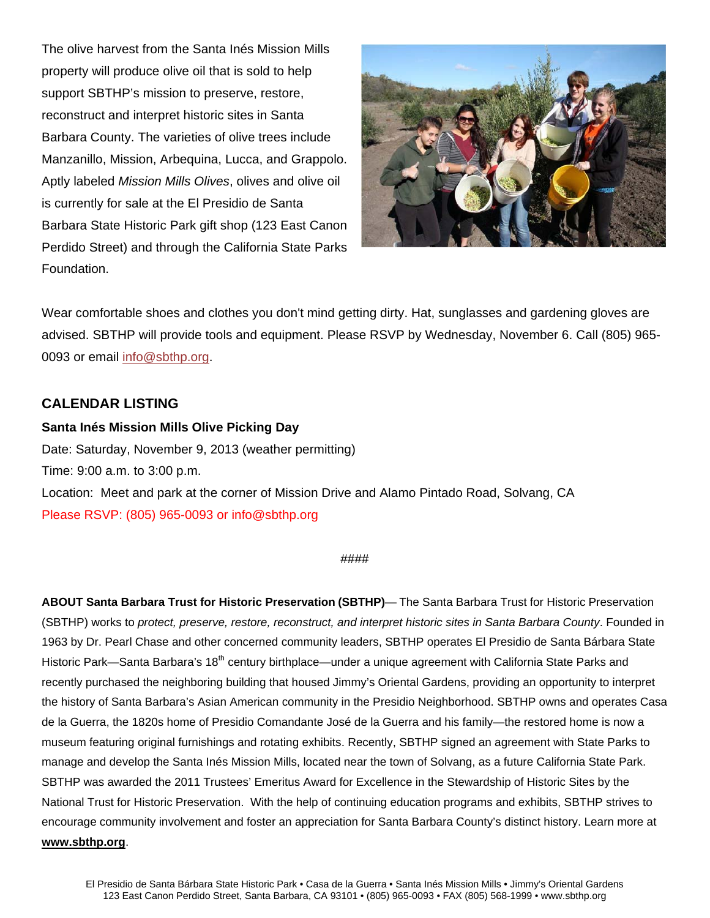The olive harvest from the Santa Inés Mission Mills property will produce olive oil that is sold to help support SBTHP's mission to preserve, restore, reconstruct and interpret historic sites in Santa Barbara County. The varieties of olive trees include Manzanillo, Mission, Arbequina, Lucca, and Grappolo. Aptly labeled *Mission Mills Olives*, olives and olive oil is currently for sale at the El Presidio de Santa Barbara State Historic Park gift shop (123 East Canon Perdido Street) and through the California State Parks Foundation.

Wear comfortable shoes and clothes you don't mind getting dirty. Hat, sunglasses and gardening gloves are advised. SBTHP will provide tools and equipment. Please RSVP by Wednesday, November 6. Call (805) 965-0093 or email info@sbthp.org.

## CALENDAR LISTING

**Santa Inés Mission Mills Olive Picking Day**

Date: Saturday, November 9, 2013 (weather permitting)

Time: 9:00 a.m. to 3:00 p.m.

Location: Meet and park at the corner of Mission Drive and Alamo Pintado Road, Solvang, CA

Please RSVP: (805) 965-0093 or info@sbthp.org

####

**ABOUT Santa Barbara Trust for Historic Preservation (SBTHP)**— The Santa Barbara Trust for Historic Preservation (SBTHP) works to *protect, preserve, restore, reconstruct, and interpret historic sites in Santa Barbara County*. Founded in 1963 by Dr. Pearl Chase and other concerned community leaders, SBTHP operates El Presidio de Santa Bárbara State Historic Park—Santa Barbara's 18th century birthplace—under a unique agreement with California State Parks and recently purchased the neighboring building that housed Jimmy's Oriental Gardens, providing an opportunity to interpret the history of Santa Barbara's Asian American community in the Presidio Neighborhood. SBTHP owns and operates Casa de la Guerra, the 1820s home of Presidio Comandante José de la Guerra and his family—the restored home is now a museum featuring original furnishings and rotating exhibits. Recently, SBTHP signed an agreement with State Parks to manage and develop the Santa Inés Mission Mills, located near the town of Solvang, as a future California State Park. SBTHP was awarded the 2011 Trustees' Emeritus Award for Excellence in the Stewardship of Historic Sites by the National Trust for Historic Preservation. With the help of continuing education programs and exhibits, SBTHP strives to encourage community involvement and foster an appreciation for Santa Barbara County's distinct history. Learn more at **www.sbthp.org**.

El Presidio de Santa Bárbara State Historic Park • Casa de la Guerra • Santa Inés Mission Mills • Jimmy's Oriental Gardens
123 East Canon Perdido Street, Santa Barbara, CA 93101 • (805) 965-0093 • FAX (805) 568-1999 • www.sbthp.org